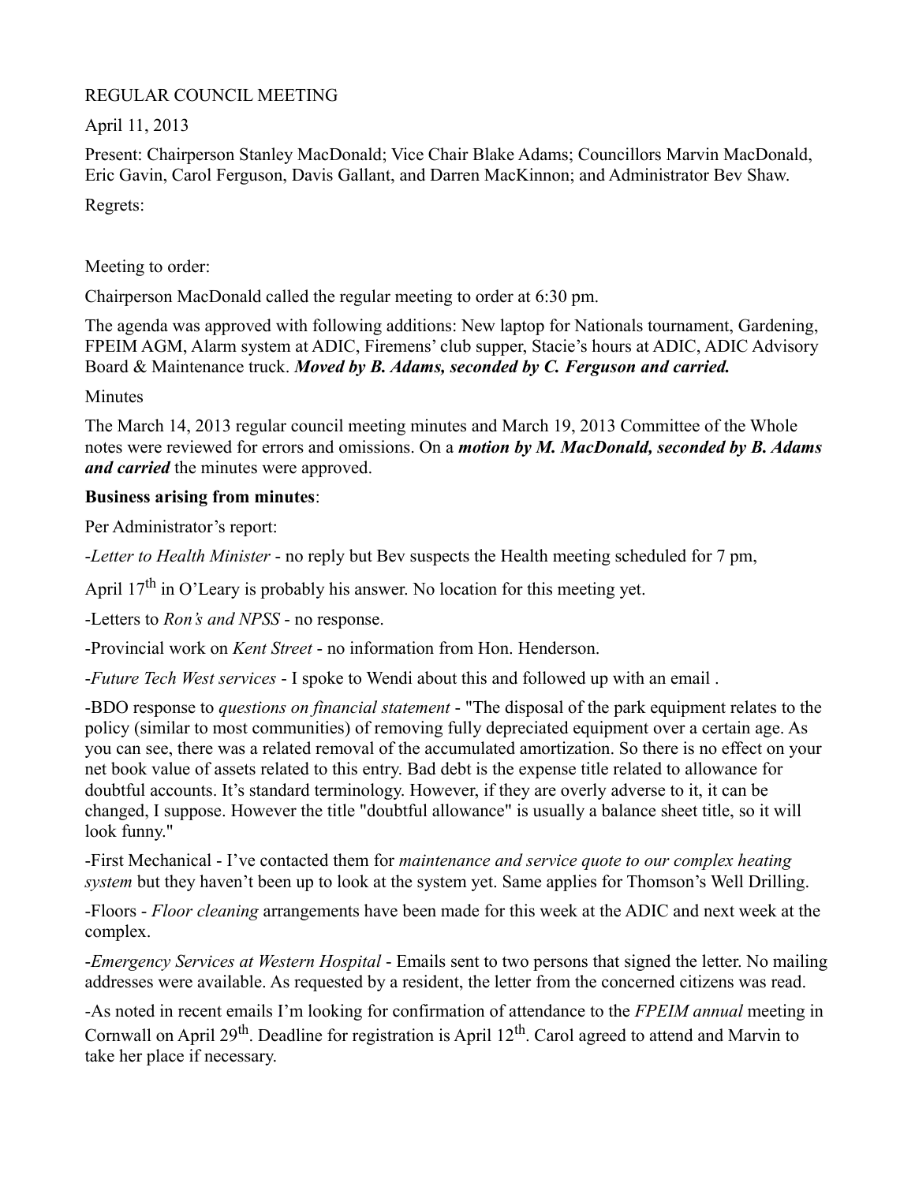REGULAR COUNCIL MEETING

April 11, 2013

Present: Chairperson Stanley MacDonald; Vice Chair Blake Adams; Councillors Marvin MacDonald, Eric Gavin, Carol Ferguson, Davis Gallant, and Darren MacKinnon; and Administrator Bev Shaw.

Regrets:

Meeting to order:

Chairperson MacDonald called the regular meeting to order at 6:30 pm.

The agenda was approved with following additions: New laptop for Nationals tournament, Gardening, FPEIM AGM, Alarm system at ADIC, Firemens' club supper, Stacie's hours at ADIC, ADIC Advisory Board & Maintenance truck. ***Moved by B. Adams, seconded by C. Ferguson and carried.***

Minutes

The March 14, 2013 regular council meeting minutes and March 19, 2013 Committee of the Whole notes were reviewed for errors and omissions. On a ***motion by M. MacDonald, seconded by B. Adams and carried*** the minutes were approved.

**Business arising from minutes**:

Per Administrator's report:

-*Letter to Health Minister* - no reply but Bev suspects the Health meeting scheduled for 7 pm, April 17th in O'Leary is probably his answer. No location for this meeting yet.

-Letters to *Ron's and NPSS* - no response.

-Provincial work on *Kent Street* - no information from Hon. Henderson.

-*Future Tech West services* - I spoke to Wendi about this and followed up with an email .

-BDO response to *questions on financial statement* - "The disposal of the park equipment relates to the policy (similar to most communities) of removing fully depreciated equipment over a certain age. As you can see, there was a related removal of the accumulated amortization. So there is no effect on your net book value of assets related to this entry. Bad debt is the expense title related to allowance for doubtful accounts. It's standard terminology. However, if they are overly adverse to it, it can be changed, I suppose. However the title "doubtful allowance" is usually a balance sheet title, so it will look funny."

-First Mechanical - I've contacted them for *maintenance and service quote to our complex heating system* but they haven't been up to look at the system yet. Same applies for Thomson's Well Drilling.

-Floors - *Floor cleaning* arrangements have been made for this week at the ADIC and next week at the complex.

-*Emergency Services at Western Hospital* - Emails sent to two persons that signed the letter. No mailing addresses were available. As requested by a resident, the letter from the concerned citizens was read.

-As noted in recent emails I'm looking for confirmation of attendance to the *FPEIM annual* meeting in Cornwall on April 29th. Deadline for registration is April 12th. Carol agreed to attend and Marvin to take her place if necessary.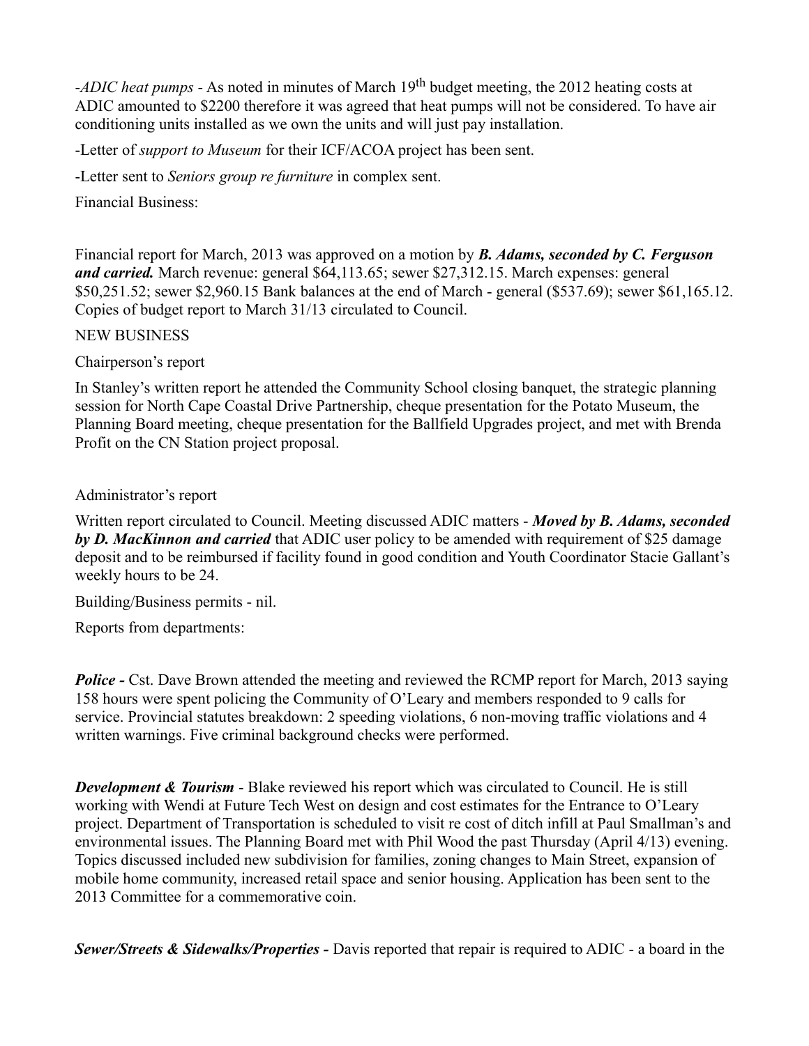-*ADIC heat pumps* - As noted in minutes of March 19th budget meeting, the 2012 heating costs at ADIC amounted to $2200 therefore it was agreed that heat pumps will not be considered. To have air conditioning units installed as we own the units and will just pay installation.

-Letter of *support to Museum* for their ICF/ACOA project has been sent.

-Letter sent to *Seniors group re furniture* in complex sent.

Financial Business:

Financial report for March, 2013 was approved on a motion by ***B. Adams, seconded by C. Ferguson and carried.*** March revenue: general $64,113.65; sewer $27,312.15. March expenses: general $50,251.52; sewer $2,960.15 Bank balances at the end of March - general ($537.69); sewer $61,165.12. Copies of budget report to March 31/13 circulated to Council.

NEW BUSINESS

Chairperson's report

In Stanley's written report he attended the Community School closing banquet, the strategic planning session for North Cape Coastal Drive Partnership, cheque presentation for the Potato Museum, the Planning Board meeting, cheque presentation for the Ballfield Upgrades project, and met with Brenda Profit on the CN Station project proposal.

Administrator's report

Written report circulated to Council. Meeting discussed ADIC matters - ***Moved by B. Adams, seconded by D. MacKinnon and carried*** that ADIC user policy to be amended with requirement of $25 damage deposit and to be reimbursed if facility found in good condition and Youth Coordinator Stacie Gallant's weekly hours to be 24.

Building/Business permits - nil.

Reports from departments:

***Police -*** Cst. Dave Brown attended the meeting and reviewed the RCMP report for March, 2013 saying 158 hours were spent policing the Community of O'Leary and members responded to 9 calls for service. Provincial statutes breakdown: 2 speeding violations, 6 non-moving traffic violations and 4 written warnings. Five criminal background checks were performed.

***Development & Tourism*** - Blake reviewed his report which was circulated to Council. He is still working with Wendi at Future Tech West on design and cost estimates for the Entrance to O'Leary project. Department of Transportation is scheduled to visit re cost of ditch infill at Paul Smallman's and environmental issues. The Planning Board met with Phil Wood the past Thursday (April 4/13) evening. Topics discussed included new subdivision for families, zoning changes to Main Street, expansion of mobile home community, increased retail space and senior housing. Application has been sent to the 2013 Committee for a commemorative coin.

***Sewer/Streets & Sidewalks/Properties -*** Davis reported that repair is required to ADIC - a board in the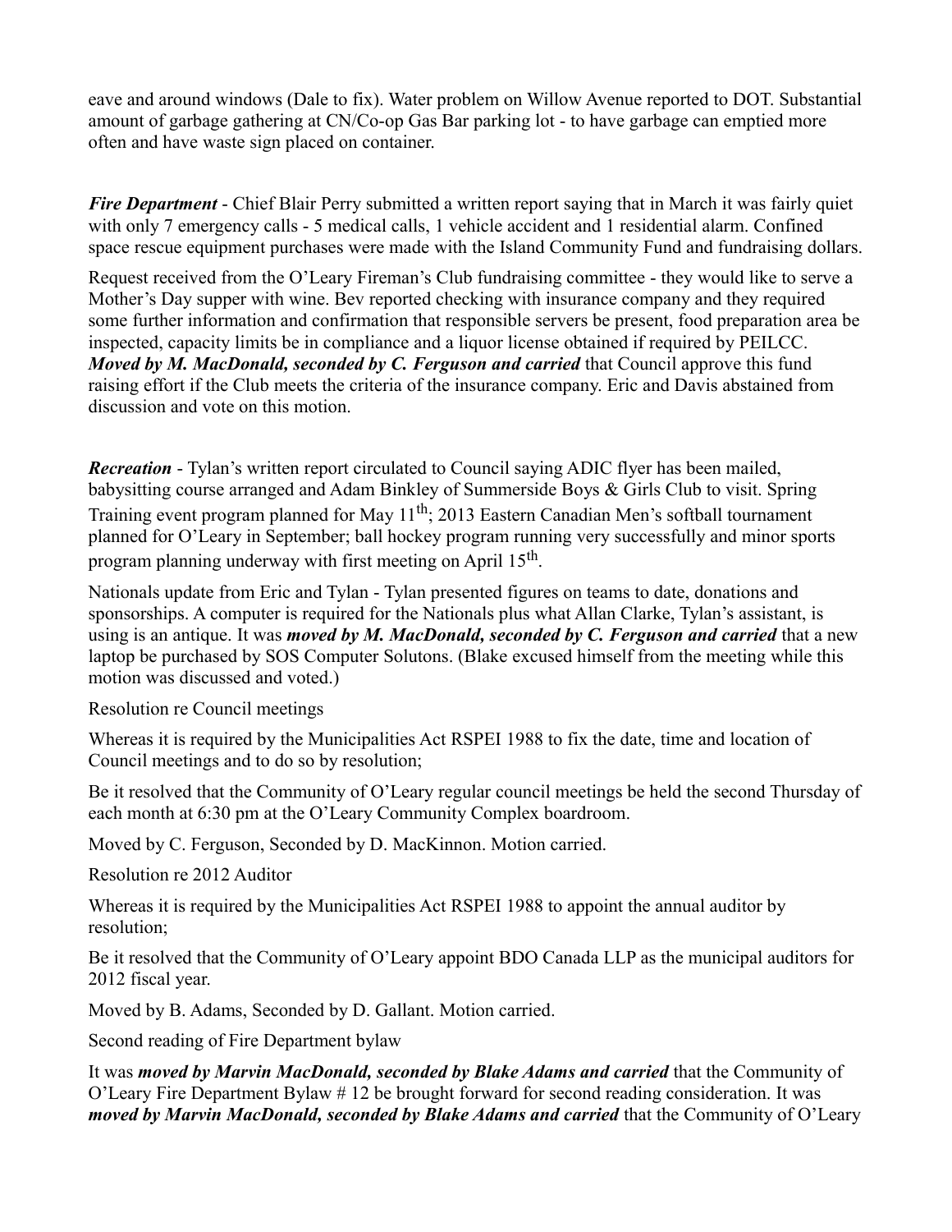eave and around windows (Dale to fix). Water problem on Willow Avenue reported to DOT. Substantial amount of garbage gathering at CN/Co-op Gas Bar parking lot - to have garbage can emptied more often and have waste sign placed on container.

***Fire Department*** - Chief Blair Perry submitted a written report saying that in March it was fairly quiet with only 7 emergency calls - 5 medical calls, 1 vehicle accident and 1 residential alarm. Confined space rescue equipment purchases were made with the Island Community Fund and fundraising dollars.

Request received from the O'Leary Fireman's Club fundraising committee - they would like to serve a Mother's Day supper with wine. Bev reported checking with insurance company and they required some further information and confirmation that responsible servers be present, food preparation area be inspected, capacity limits be in compliance and a liquor license obtained if required by PEILCC. ***Moved by M. MacDonald, seconded by C. Ferguson and carried*** that Council approve this fund raising effort if the Club meets the criteria of the insurance company. Eric and Davis abstained from discussion and vote on this motion.

***Recreation*** - Tylan's written report circulated to Council saying ADIC flyer has been mailed, babysitting course arranged and Adam Binkley of Summerside Boys & Girls Club to visit. Spring Training event program planned for May 11th; 2013 Eastern Canadian Men's softball tournament planned for O'Leary in September; ball hockey program running very successfully and minor sports program planning underway with first meeting on April 15th.

Nationals update from Eric and Tylan - Tylan presented figures on teams to date, donations and sponsorships. A computer is required for the Nationals plus what Allan Clarke, Tylan's assistant, is using is an antique. It was ***moved by M. MacDonald, seconded by C. Ferguson and carried*** that a new laptop be purchased by SOS Computer Solutons. (Blake excused himself from the meeting while this motion was discussed and voted.)

Resolution re Council meetings

Whereas it is required by the Municipalities Act RSPEI 1988 to fix the date, time and location of Council meetings and to do so by resolution;

Be it resolved that the Community of O'Leary regular council meetings be held the second Thursday of each month at 6:30 pm at the O'Leary Community Complex boardroom.

Moved by C. Ferguson, Seconded by D. MacKinnon. Motion carried.

Resolution re 2012 Auditor

Whereas it is required by the Municipalities Act RSPEI 1988 to appoint the annual auditor by resolution;

Be it resolved that the Community of O'Leary appoint BDO Canada LLP as the municipal auditors for 2012 fiscal year.

Moved by B. Adams, Seconded by D. Gallant. Motion carried.

Second reading of Fire Department bylaw

It was ***moved by Marvin MacDonald, seconded by Blake Adams and carried*** that the Community of O'Leary Fire Department Bylaw # 12 be brought forward for second reading consideration. It was ***moved by Marvin MacDonald, seconded by Blake Adams and carried*** that the Community of O'Leary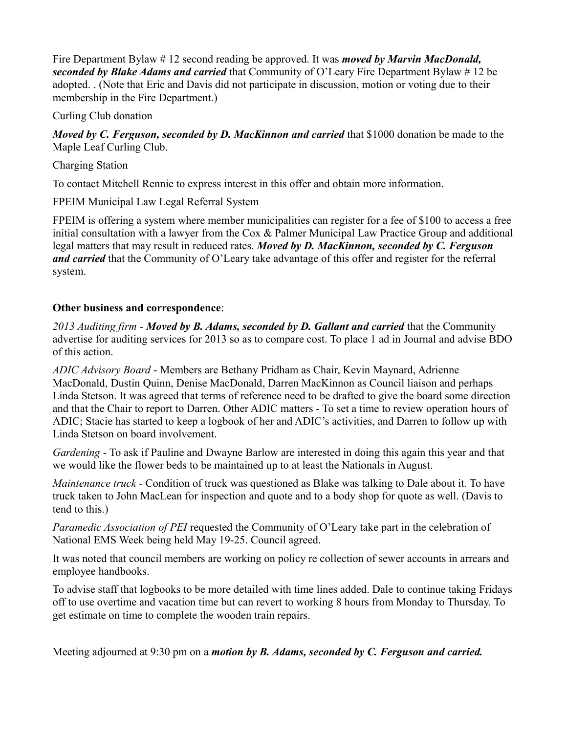Fire Department Bylaw # 12 second reading be approved. It was ***moved by Marvin MacDonald, seconded by Blake Adams and carried*** that Community of O'Leary Fire Department Bylaw # 12 be adopted. . (Note that Eric and Davis did not participate in discussion, motion or voting due to their membership in the Fire Department.)

Curling Club donation

***Moved by C. Ferguson, seconded by D. MacKinnon and carried*** that $1000 donation be made to the Maple Leaf Curling Club.

Charging Station

To contact Mitchell Rennie to express interest in this offer and obtain more information.

FPEIM Municipal Law Legal Referral System

FPEIM is offering a system where member municipalities can register for a fee of $100 to access a free initial consultation with a lawyer from the Cox & Palmer Municipal Law Practice Group and additional legal matters that may result in reduced rates. ***Moved by D. MacKinnon, seconded by C. Ferguson and carried*** that the Community of O'Leary take advantage of this offer and register for the referral system.

**Other business and correspondence**:

*2013 Auditing firm* - ***Moved by B. Adams, seconded by D. Gallant and carried*** that the Community advertise for auditing services for 2013 so as to compare cost. To place 1 ad in Journal and advise BDO of this action.

*ADIC Advisory Board* - Members are Bethany Pridham as Chair, Kevin Maynard, Adrienne MacDonald, Dustin Quinn, Denise MacDonald, Darren MacKinnon as Council liaison and perhaps Linda Stetson. It was agreed that terms of reference need to be drafted to give the board some direction and that the Chair to report to Darren. Other ADIC matters - To set a time to review operation hours of ADIC; Stacie has started to keep a logbook of her and ADIC's activities, and Darren to follow up with Linda Stetson on board involvement.

*Gardening* - To ask if Pauline and Dwayne Barlow are interested in doing this again this year and that we would like the flower beds to be maintained up to at least the Nationals in August.

*Maintenance truck* - Condition of truck was questioned as Blake was talking to Dale about it. To have truck taken to John MacLean for inspection and quote and to a body shop for quote as well. (Davis to tend to this.)

*Paramedic Association of PEI* requested the Community of O'Leary take part in the celebration of National EMS Week being held May 19-25. Council agreed.

It was noted that council members are working on policy re collection of sewer accounts in arrears and employee handbooks.

To advise staff that logbooks to be more detailed with time lines added. Dale to continue taking Fridays off to use overtime and vacation time but can revert to working 8 hours from Monday to Thursday. To get estimate on time to complete the wooden train repairs.

Meeting adjourned at 9:30 pm on a ***motion by B. Adams, seconded by C. Ferguson and carried.***